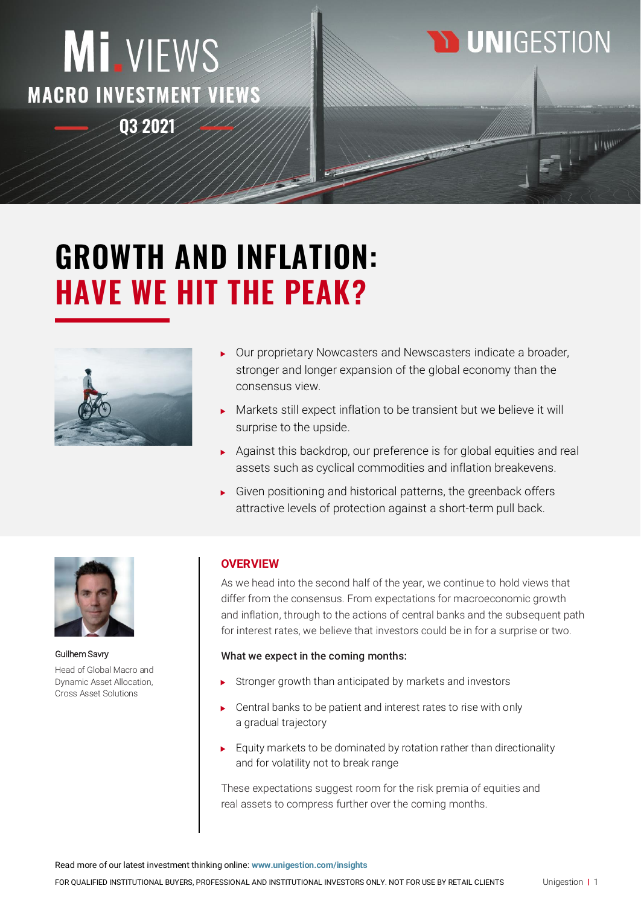# Mi.VIEWS

## MACRO INVESTMENT VIEWS

Q3 2021

UNIGESTION

# GROWTH AND INFLATION: HAVE WE HIT THE PEAK?

- Our proprietary Nowcasters and Newscasters indicate a broader, stronger and longer expansion of the global economy than the consensus view.
- Markets still expect inflation to be transient but we believe it will surprise to the upside.
- Against this backdrop, our preference is for global equities and real assets such as cyclical commodities and inflation breakevens.
- Given positioning and historical patterns, the greenback offers attractive levels of protection against a short-term pull back.

Guilhem Savry
Head of Global Macro and Dynamic Asset Allocation, Cross Asset Solutions

## OVERVIEW

As we head into the second half of the year, we continue to hold views that differ from the consensus. From expectations for macroeconomic growth and inflation, through to the actions of central banks and the subsequent path for interest rates, we believe that investors could be in for a surprise or two.

**What we expect in the coming months:**

- Stronger growth than anticipated by markets and investors
- Central banks to be patient and interest rates to rise with only a gradual trajectory
- Equity markets to be dominated by rotation rather than directionality and for volatility not to break range

These expectations suggest room for the risk premia of equities and real assets to compress further over the coming months.

Read more of our latest investment thinking online: www.unigestion.com/insights

FOR QUALIFIED INSTITUTIONAL BUYERS, PROFESSIONAL AND INSTITUTIONAL INVESTORS ONLY. NOT FOR USE BY RETAIL CLIENTS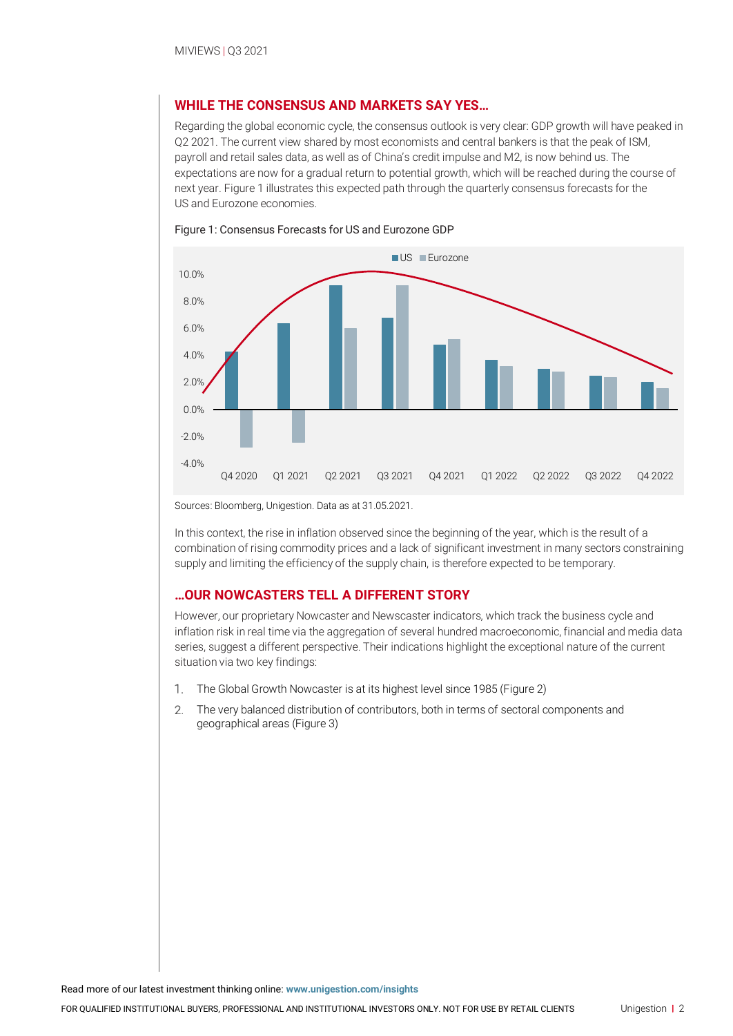## WHILE THE CONSENSUS AND MARKETS SAY YES…

Regarding the global economic cycle, the consensus outlook is very clear: GDP growth will have peaked in Q2 2021. The current view shared by most economists and central bankers is that the peak of ISM, payroll and retail sales data, as well as of China's credit impulse and M2, is now behind us. The expectations are now for a gradual return to potential growth, which will be reached during the course of next year. Figure 1 illustrates this expected path through the quarterly consensus forecasts for the US and Eurozone economies.

Figure 1: Consensus Forecasts for US and Eurozone GDP

Sources: Bloomberg, Unigestion. Data as at 31.05.2021.

In this context, the rise in inflation observed since the beginning of the year, which is the result of a combination of rising commodity prices and a lack of significant investment in many sectors constraining supply and limiting the efficiency of the supply chain, is therefore expected to be temporary.

## …OUR NOWCASTERS TELL A DIFFERENT STORY

However, our proprietary Nowcaster and Newscaster indicators, which track the business cycle and inflation risk in real time via the aggregation of several hundred macroeconomic, financial and media data series, suggest a different perspective. Their indications highlight the exceptional nature of the current situation via two key findings:

1. The Global Growth Nowcaster is at its highest level since 1985 (Figure 2)
2. The very balanced distribution of contributors, both in terms of sectoral components and geographical areas (Figure 3)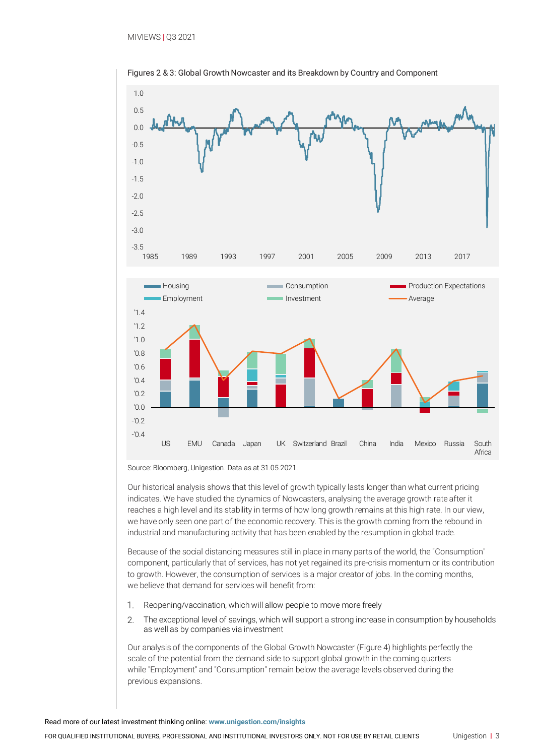Figures 2 & 3: Global Growth Nowcaster and its Breakdown by Country and Component

Source: Bloomberg, Unigestion. Data as at 31.05.2021.

Our historical analysis shows that this level of growth typically lasts longer than what current pricing indicates. We have studied the dynamics of Nowcasters, analysing the average growth rate after it reaches a high level and its stability in terms of how long growth remains at this high rate. In our view, we have only seen one part of the economic recovery. This is the growth coming from the rebound in industrial and manufacturing activity that has been enabled by the resumption in global trade.

Because of the social distancing measures still in place in many parts of the world, the "Consumption" component, particularly that of services, has not yet regained its pre-crisis momentum or its contribution to growth. However, the consumption of services is a major creator of jobs. In the coming months, we believe that demand for services will benefit from:

1. Reopening/vaccination, which will allow people to move more freely
2. The exceptional level of savings, which will support a strong increase in consumption by households as well as by companies via investment

Our analysis of the components of the Global Growth Nowcaster (Figure 4) highlights perfectly the scale of the potential from the demand side to support global growth in the coming quarters while "Employment" and "Consumption" remain below the average levels observed during the previous expansions.

Read more of our latest investment thinking online: **www.unigestion.com/insights**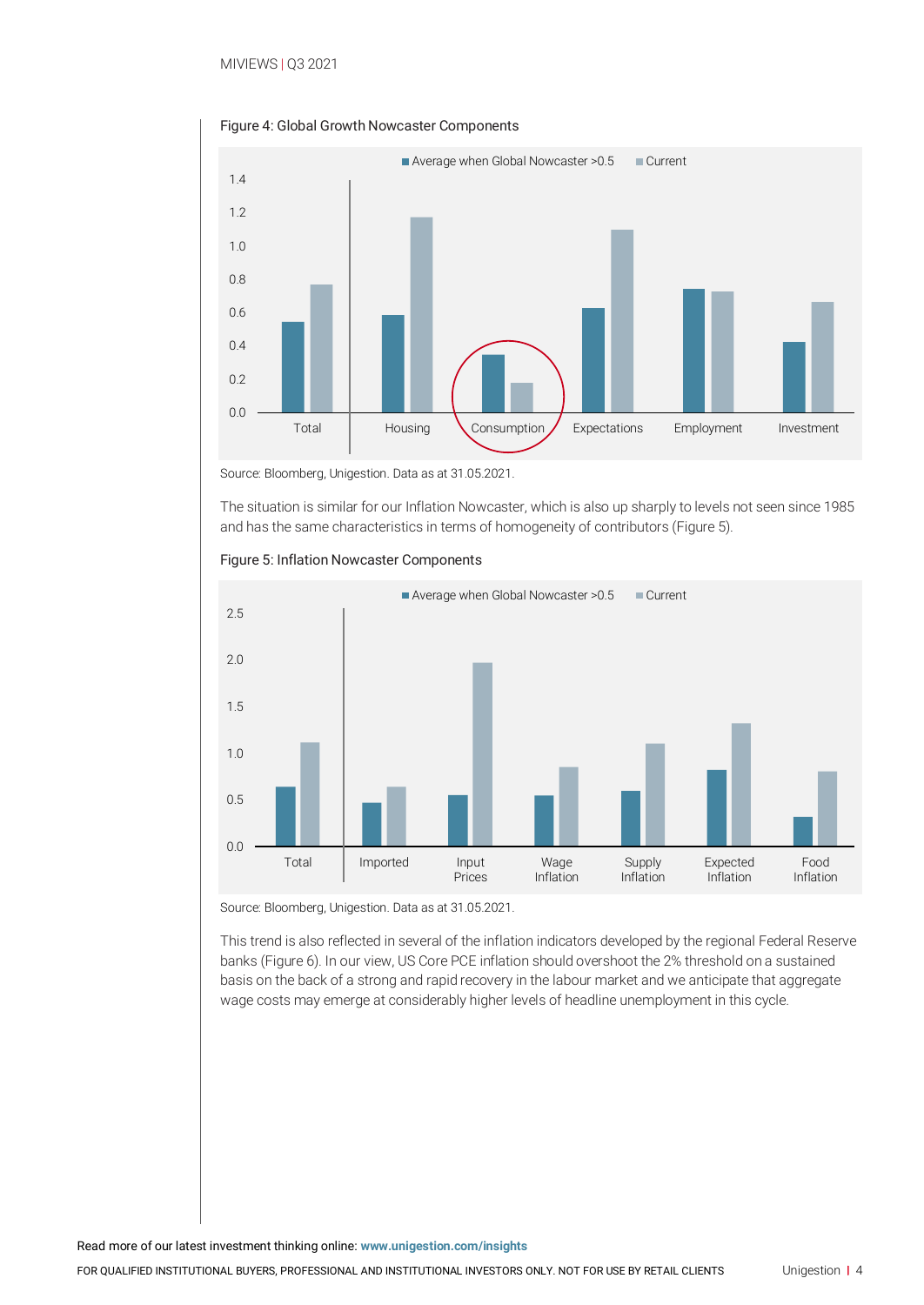Figure 4: Global Growth Nowcaster Components

Source: Bloomberg, Unigestion. Data as at 31.05.2021.

The situation is similar for our Inflation Nowcaster, which is also up sharply to levels not seen since 1985 and has the same characteristics in terms of homogeneity of contributors (Figure 5).

Figure 5: Inflation Nowcaster Components

Source: Bloomberg, Unigestion. Data as at 31.05.2021.

This trend is also reflected in several of the inflation indicators developed by the regional Federal Reserve banks (Figure 6). In our view, US Core PCE inflation should overshoot the 2% threshold on a sustained basis on the back of a strong and rapid recovery in the labour market and we anticipate that aggregate wage costs may emerge at considerably higher levels of headline unemployment in this cycle.

Read more of our latest investment thinking online: **www.unigestion.com/insights**

FOR QUALIFIED INSTITUTIONAL BUYERS, PROFESSIONAL AND INSTITUTIONAL INVESTORS ONLY. NOT FOR USE BY RETAIL CLIENTS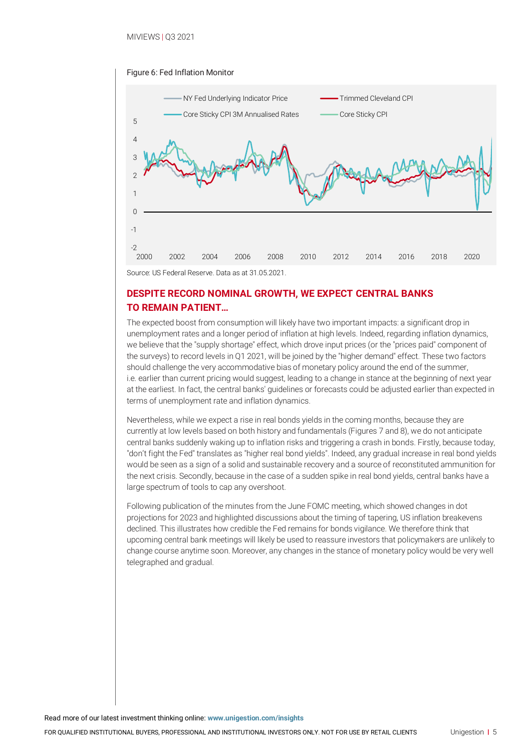Figure 6: Fed Inflation Monitor

Source: US Federal Reserve. Data as at 31.05.2021.

## DESPITE RECORD NOMINAL GROWTH, WE EXPECT CENTRAL BANKS TO REMAIN PATIENT…

The expected boost from consumption will likely have two important impacts: a significant drop in unemployment rates and a longer period of inflation at high levels. Indeed, regarding inflation dynamics, we believe that the "supply shortage" effect, which drove input prices (or the "prices paid" component of the surveys) to record levels in Q1 2021, will be joined by the "higher demand" effect. These two factors should challenge the very accommodative bias of monetary policy around the end of the summer, i.e. earlier than current pricing would suggest, leading to a change in stance at the beginning of next year at the earliest. In fact, the central banks' guidelines or forecasts could be adjusted earlier than expected in terms of unemployment rate and inflation dynamics.

Nevertheless, while we expect a rise in real bonds yields in the coming months, because they are currently at low levels based on both history and fundamentals (Figures 7 and 8), we do not anticipate central banks suddenly waking up to inflation risks and triggering a crash in bonds. Firstly, because today, "don't fight the Fed" translates as "higher real bond yields". Indeed, any gradual increase in real bond yields would be seen as a sign of a solid and sustainable recovery and a source of reconstituted ammunition for the next crisis. Secondly, because in the case of a sudden spike in real bond yields, central banks have a large spectrum of tools to cap any overshoot.

Following publication of the minutes from the June FOMC meeting, which showed changes in dot projections for 2023 and highlighted discussions about the timing of tapering, US inflation breakevens declined. This illustrates how credible the Fed remains for bonds vigilance. We therefore think that upcoming central bank meetings will likely be used to reassure investors that policymakers are unlikely to change course anytime soon. Moreover, any changes in the stance of monetary policy would be very well telegraphed and gradual.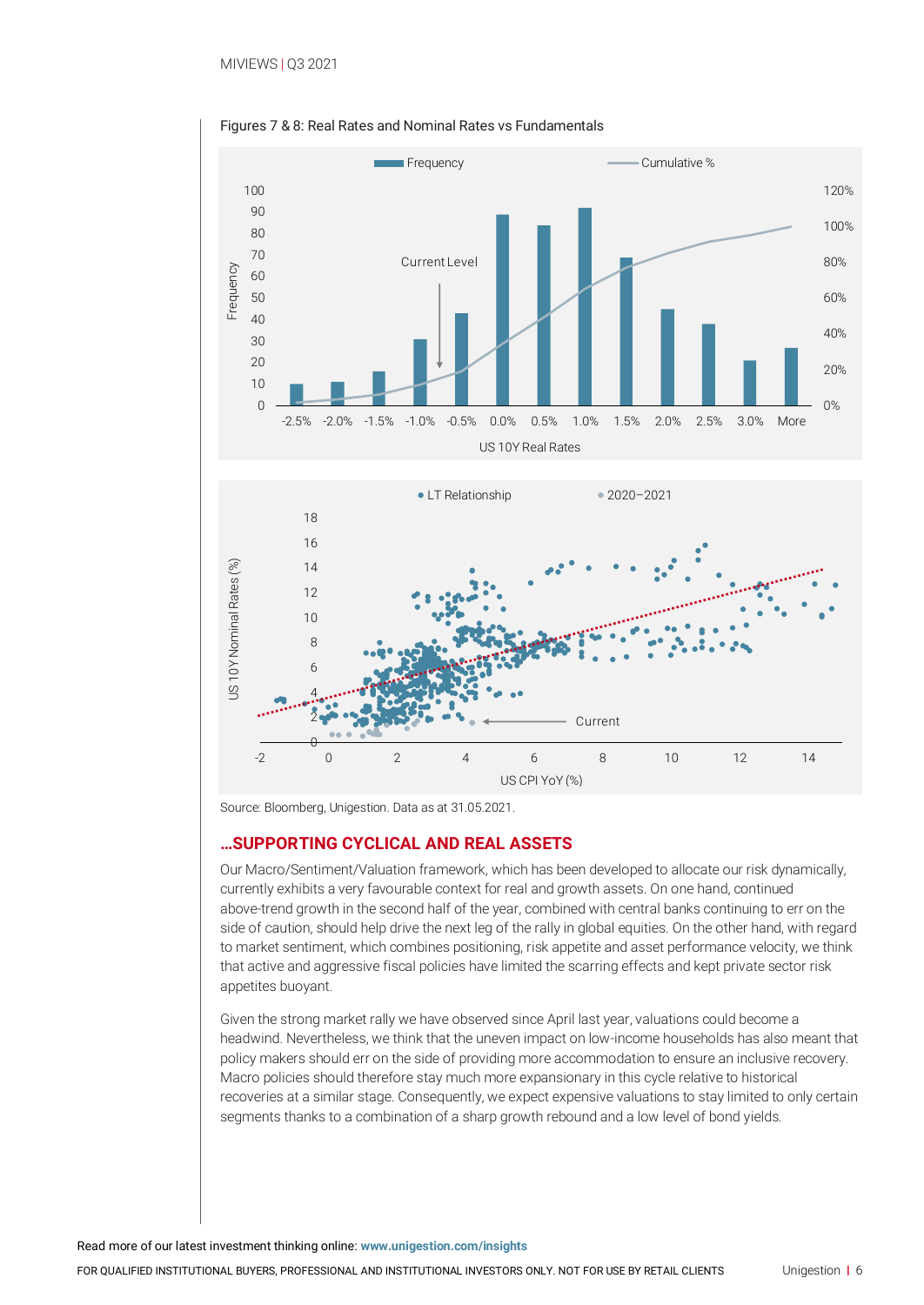Figures 7 & 8: Real Rates and Nominal Rates vs Fundamentals

Source: Bloomberg, Unigestion. Data as at 31.05.2021.

## ...SUPPORTING CYCLICAL AND REAL ASSETS

Our Macro/Sentiment/Valuation framework, which has been developed to allocate our risk dynamically, currently exhibits a very favourable context for real and growth assets. On one hand, continued above-trend growth in the second half of the year, combined with central banks continuing to err on the side of caution, should help drive the next leg of the rally in global equities. On the other hand, with regard to market sentiment, which combines positioning, risk appetite and asset performance velocity, we think that active and aggressive fiscal policies have limited the scarring effects and kept private sector risk appetites buoyant.

Given the strong market rally we have observed since April last year, valuations could become a headwind. Nevertheless, we think that the uneven impact on low-income households has also meant that policy makers should err on the side of providing more accommodation to ensure an inclusive recovery. Macro policies should therefore stay much more expansionary in this cycle relative to historical recoveries at a similar stage. Consequently, we expect expensive valuations to stay limited to only certain segments thanks to a combination of a sharp growth rebound and a low level of bond yields.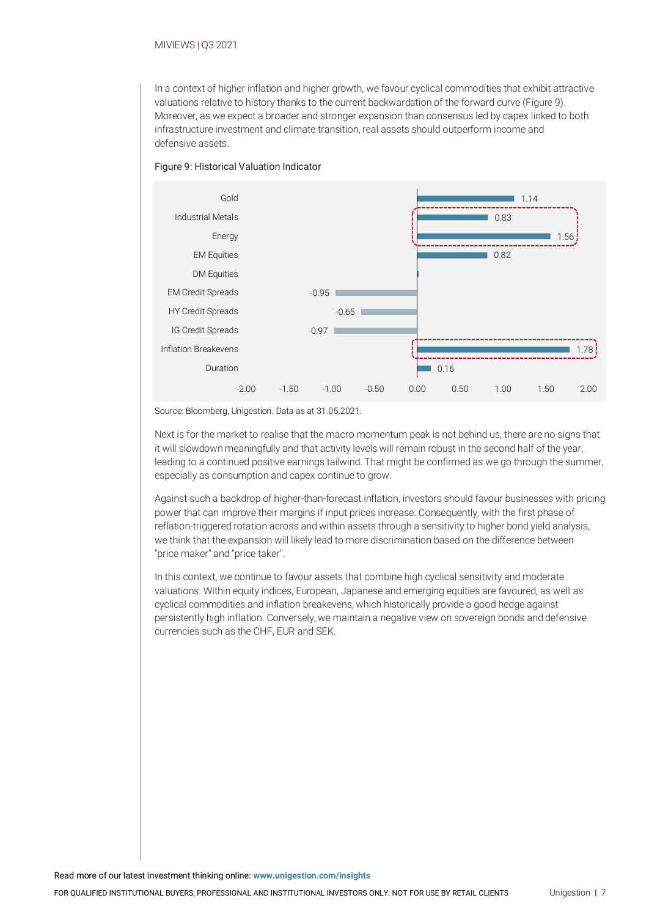In a context of higher inflation and higher growth, we favour cyclical commodities that exhibit attractive valuations relative to history thanks to the current backwardation of the forward curve (Figure 9). Moreover, as we expect a broader and stronger expansion than consensus led by capex linked to both infrastructure investment and climate transition, real assets should outperform income and defensive assets.

Figure 9: Historical Valuation Indicator

| Asset | Value |
|---|---|
| Gold | 1.14 |
| Industrial Metals | 0.83 |
| Energy | 1.56 |
| EM Equities | 0.82 |
| DM Equities | |
| EM Credit Spreads | -0.95 |
| HY Credit Spreads | -0.65 |
| IG Credit Spreads | -0.97 |
| Inflation Breakevens | 1.78 |
| Duration | 0.16 |

Source: Bloomberg, Unigestion. Data as at 31.05.2021.

Next is for the market to realise that the macro momentum peak is not behind us, there are no signs that it will slowdown meaningfully and that activity levels will remain robust in the second half of the year, leading to a continued positive earnings tailwind. That might be confirmed as we go through the summer, especially as consumption and capex continue to grow.

Against such a backdrop of higher-than-forecast inflation, investors should favour businesses with pricing power that can improve their margins if input prices increase. Consequently, with the first phase of reflation-triggered rotation across and within assets through a sensitivity to higher bond yield analysis, we think that the expansion will likely lead to more discrimination based on the difference between "price maker" and "price taker".

In this context, we continue to favour assets that combine high cyclical sensitivity and moderate valuations. Within equity indices, European, Japanese and emerging equities are favoured, as well as cyclical commodities and inflation breakevens, which historically provide a good hedge against persistently high inflation. Conversely, we maintain a negative view on sovereign bonds and defensive currencies such as the CHF, EUR and SEK.

Read more of our latest investment thinking online: **www.unigestion.com/insights**

FOR QUALIFIED INSTITUTIONAL BUYERS, PROFESSIONAL AND INSTITUTIONAL INVESTORS ONLY. NOT FOR USE BY RETAIL CLIENTS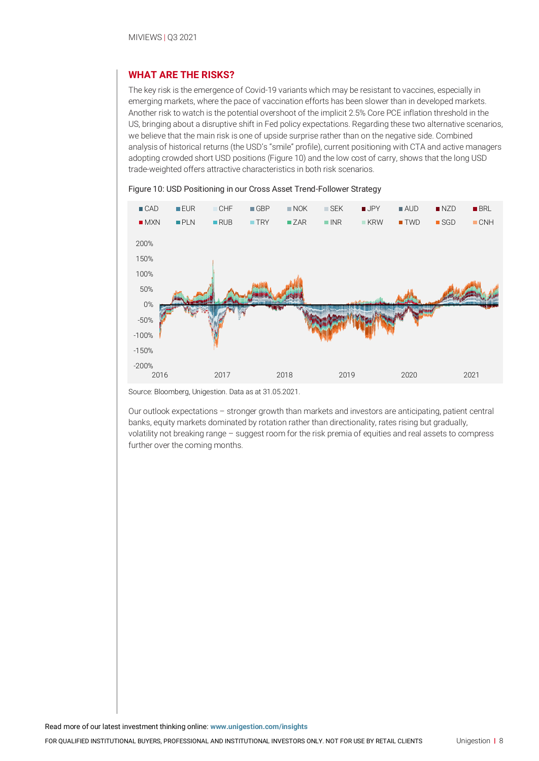## WHAT ARE THE RISKS?

The key risk is the emergence of Covid-19 variants which may be resistant to vaccines, especially in emerging markets, where the pace of vaccination efforts has been slower than in developed markets. Another risk to watch is the potential overshoot of the implicit 2.5% Core PCE inflation threshold in the US, bringing about a disruptive shift in Fed policy expectations. Regarding these two alternative scenarios, we believe that the main risk is one of upside surprise rather than on the negative side. Combined analysis of historical returns (the USD's "smile" profile), current positioning with CTA and active managers adopting crowded short USD positions (Figure 10) and the low cost of carry, shows that the long USD trade-weighted offers attractive characteristics in both risk scenarios.

Figure 10: USD Positioning in our Cross Asset Trend-Follower Strategy

Source: Bloomberg, Unigestion. Data as at 31.05.2021.

Our outlook expectations – stronger growth than markets and investors are anticipating, patient central banks, equity markets dominated by rotation rather than directionality, rates rising but gradually, volatility not breaking range – suggest room for the risk premia of equities and real assets to compress further over the coming months.

Read more of our latest investment thinking online: **www.unigestion.com/insights**

FOR QUALIFIED INSTITUTIONAL BUYERS, PROFESSIONAL AND INSTITUTIONAL INVESTORS ONLY. NOT FOR USE BY RETAIL CLIENTS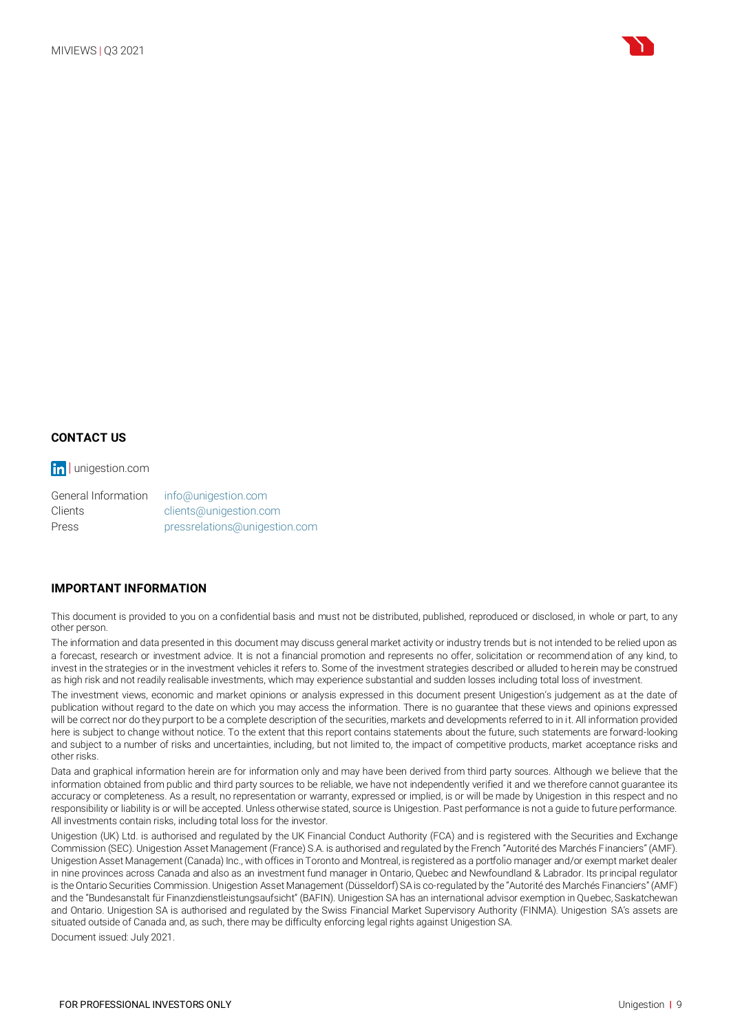## CONTACT US

| unigestion.com

| | |
|---|---|
| General Information | info@unigestion.com |
| Clients | clients@unigestion.com |
| Press | pressrelations@unigestion.com |

## IMPORTANT INFORMATION

This document is provided to you on a confidential basis and must not be distributed, published, reproduced or disclosed, in whole or part, to any other person.

The information and data presented in this document may discuss general market activity or industry trends but is not intended to be relied upon as a forecast, research or investment advice. It is not a financial promotion and represents no offer, solicitation or recommendation of any kind, to invest in the strategies or in the investment vehicles it refers to. Some of the investment strategies described or alluded to herein may be construed as high risk and not readily realisable investments, which may experience substantial and sudden losses including total loss of investment.

The investment views, economic and market opinions or analysis expressed in this document present Unigestion's judgement as at the date of publication without regard to the date on which you may access the information. There is no guarantee that these views and opinions expressed will be correct nor do they purport to be a complete description of the securities, markets and developments referred to in it. All information provided here is subject to change without notice. To the extent that this report contains statements about the future, such statements are forward-looking and subject to a number of risks and uncertainties, including, but not limited to, the impact of competitive products, market acceptance risks and other risks.

Data and graphical information herein are for information only and may have been derived from third party sources. Although we believe that the information obtained from public and third party sources to be reliable, we have not independently verified it and we therefore cannot guarantee its accuracy or completeness. As a result, no representation or warranty, expressed or implied, is or will be made by Unigestion in this respect and no responsibility or liability is or will be accepted. Unless otherwise stated, source is Unigestion. Past performance is not a guide to future performance. All investments contain risks, including total loss for the investor.

Unigestion (UK) Ltd. is authorised and regulated by the UK Financial Conduct Authority (FCA) and is registered with the Securities and Exchange Commission (SEC). Unigestion Asset Management (France) S.A. is authorised and regulated by the French "Autorité des Marchés Financiers" (AMF). Unigestion Asset Management (Canada) Inc., with offices in Toronto and Montreal, is registered as a portfolio manager and/or exempt market dealer in nine provinces across Canada and also as an investment fund manager in Ontario, Quebec and Newfoundland & Labrador. Its principal regulator is the Ontario Securities Commission. Unigestion Asset Management (Düsseldorf) SA is co-regulated by the "Autorité des Marchés Financiers" (AMF) and the "Bundesanstalt für Finanzdienstleistungsaufsicht" (BAFIN). Unigestion SA has an international advisor exemption in Quebec, Saskatchewan and Ontario. Unigestion SA is authorised and regulated by the Swiss Financial Market Supervisory Authority (FINMA). Unigestion SA's assets are situated outside of Canada and, as such, there may be difficulty enforcing legal rights against Unigestion SA.

Document issued: July 2021.